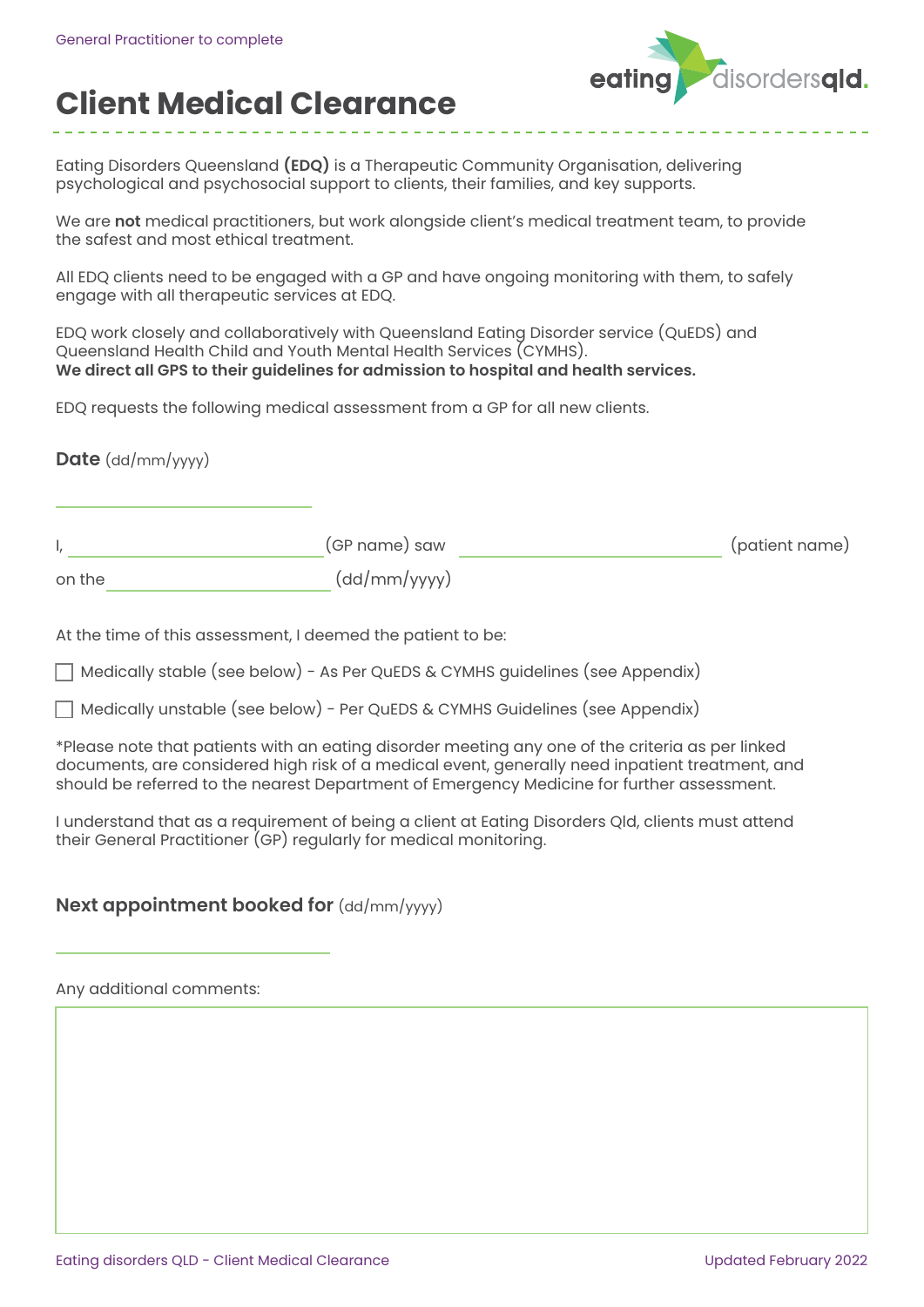General Practitioner to complete

# Client Medical Clearance

Eating Disorders Queensland **(EDQ)** is a Therapeutic Community Organisation, delivering psychological and psychosocial support to clients, their families, and key supports.

We are **not** medical practitioners, but work alongside client's medical treatment team, to provide the safest and most ethical treatment.

All EDQ clients need to be engaged with a GP and have ongoing monitoring with them, to safely engage with all therapeutic services at EDQ.

EDQ work closely and collaboratively with Queensland Eating Disorder service (QuEDS) and Queensland Health Child and Youth Mental Health Services (CYMHS).
**We direct all GPS to their guidelines for admission to hospital and health services.**

EDQ requests the following medical assessment from a GP for all new clients.

**Date** (dd/mm/yyyy)

______________________________

I, ______________________________ (GP name) saw ______________________________ (patient name)

on the ______________________________ (dd/mm/yyyy)

At the time of this assessment, I deemed the patient to be:

- [ ] Medically stable (see below) - As Per QuEDS & CYMHS guidelines (see Appendix)
- [ ] Medically unstable (see below) - Per QuEDS & CYMHS Guidelines (see Appendix)

*Please note that patients with an eating disorder meeting any one of the criteria as per linked documents, are considered high risk of a medical event, generally need inpatient treatment, and should be referred to the nearest Department of Emergency Medicine for further assessment.

I understand that as a requirement of being a client at Eating Disorders Qld, clients must attend their General Practitioner (GP) regularly for medical monitoring.

**Next appointment booked for** (dd/mm/yyyy)

______________________________

Any additional comments: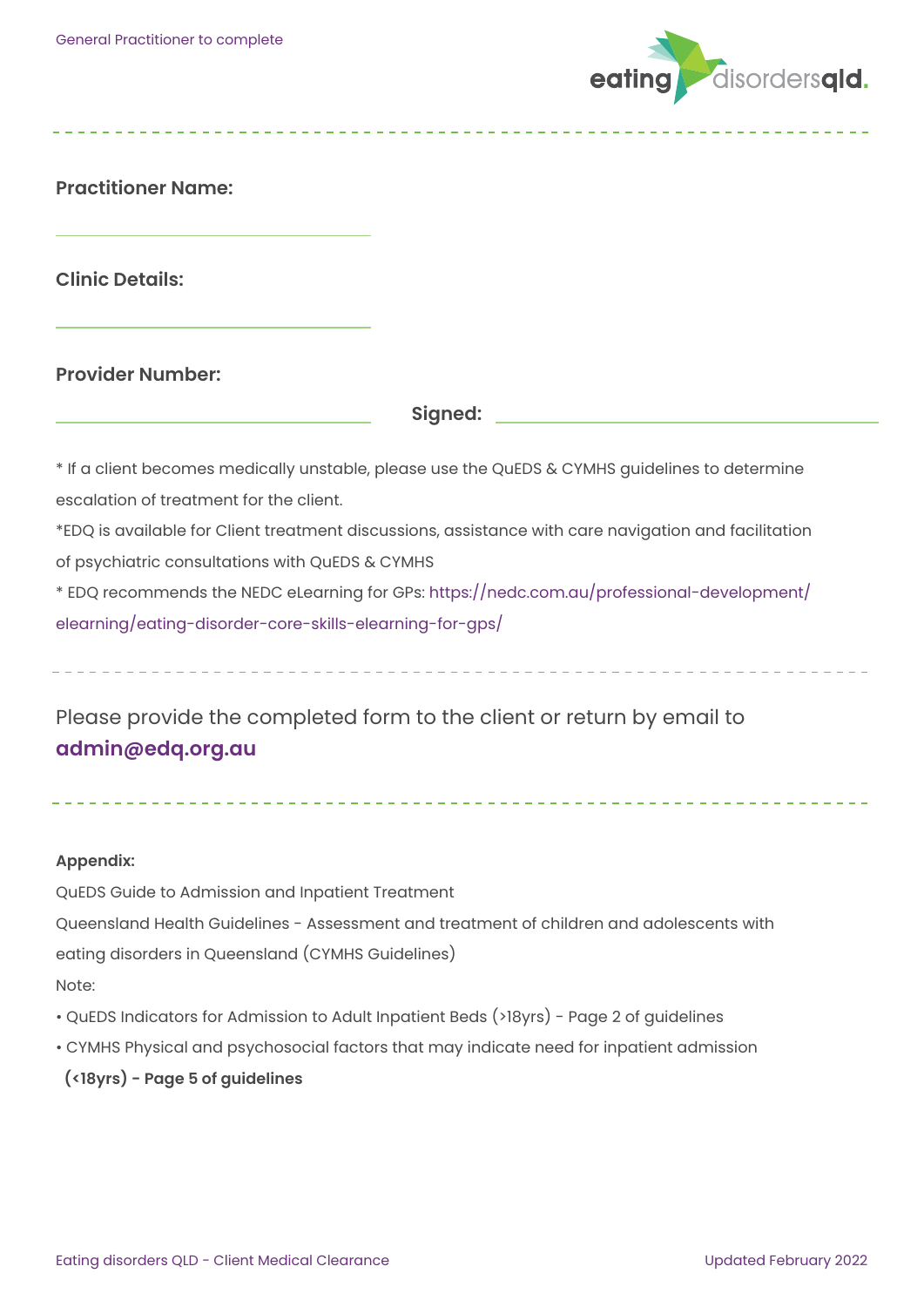General Practitioner to complete

**Practitioner Name:**

______________________________

**Clinic Details:**

______________________________

**Provider Number:**

______________________________ **Signed:** ______________________________

* If a client becomes medically unstable, please use the QuEDS & CYMHS guidelines to determine escalation of treatment for the client.

*EDQ is available for Client treatment discussions, assistance with care navigation and facilitation of psychiatric consultations with QuEDS & CYMHS

* EDQ recommends the NEDC eLearning for GPs: https://nedc.com.au/professional-development/elearning/eating-disorder-core-skills-elearning-for-gps/

---

Please provide the completed form to the client or return by email to **admin@edq.org.au**

---

**Appendix:**

QuEDS Guide to Admission and Inpatient Treatment

Queensland Health Guidelines - Assessment and treatment of children and adolescents with eating disorders in Queensland (CYMHS Guidelines)

Note:

- QuEDS Indicators for Admission to Adult Inpatient Beds (>18yrs) - Page 2 of guidelines
- CYMHS Physical and psychosocial factors that may indicate need for inpatient admission **(<18yrs) - Page 5 of guidelines**